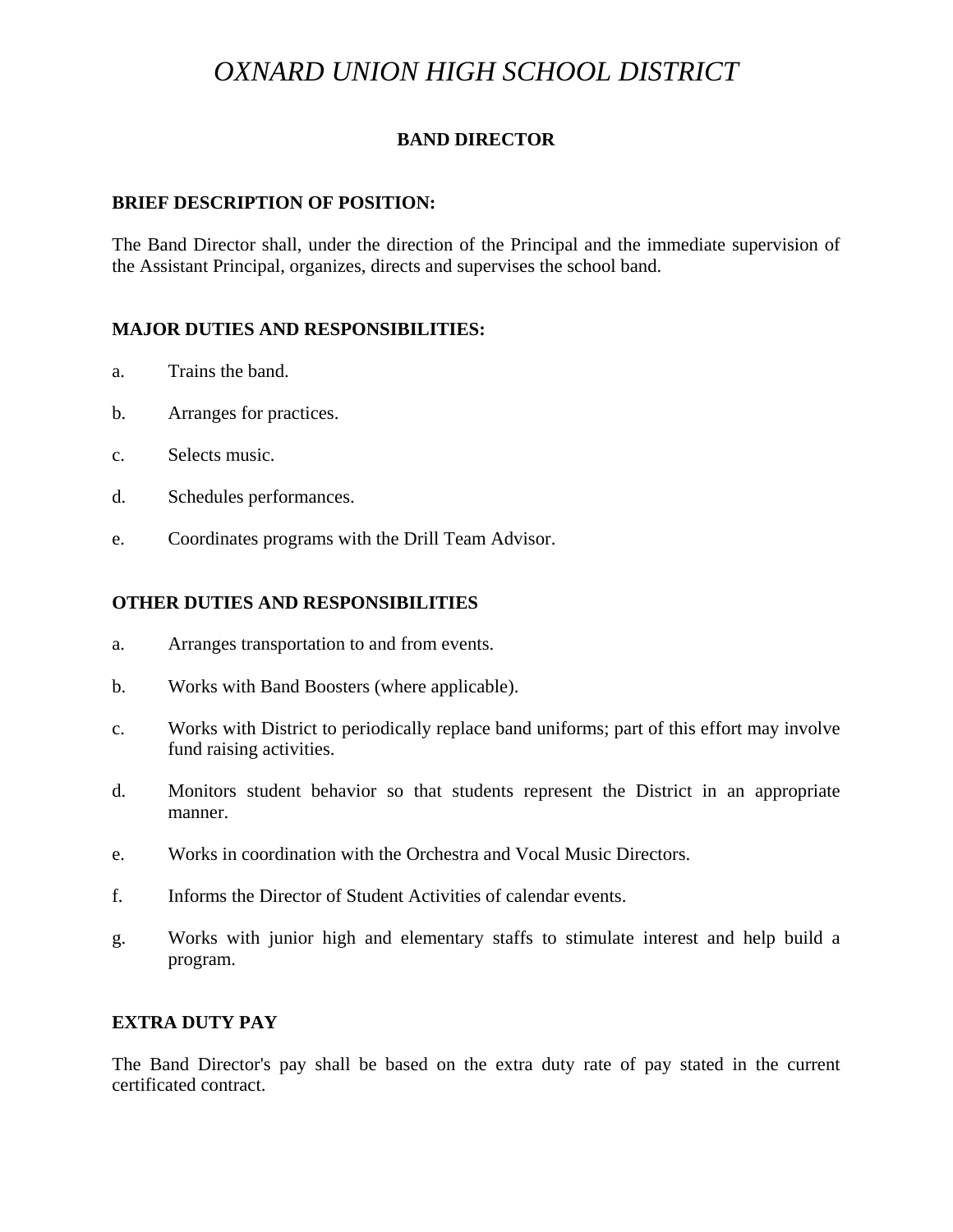# *OXNARD UNION HIGH SCHOOL DISTRICT*

## BAND DIRECTOR

### BRIEF DESCRIPTION OF POSITION:

The Band Director shall, under the direction of the Principal and the immediate supervision of the Assistant Principal, organizes, directs and supervises the school band.

### MAJOR DUTIES AND RESPONSIBILITIES:

a. Trains the band.

b. Arranges for practices.

c. Selects music.

d. Schedules performances.

e. Coordinates programs with the Drill Team Advisor.

### OTHER DUTIES AND RESPONSIBILITIES

a. Arranges transportation to and from events.

b. Works with Band Boosters (where applicable).

c. Works with District to periodically replace band uniforms; part of this effort may involve fund raising activities.

d. Monitors student behavior so that students represent the District in an appropriate manner.

e. Works in coordination with the Orchestra and Vocal Music Directors.

f. Informs the Director of Student Activities of calendar events.

g. Works with junior high and elementary staffs to stimulate interest and help build a program.

### EXTRA DUTY PAY

The Band Director's pay shall be based on the extra duty rate of pay stated in the current certificated contract.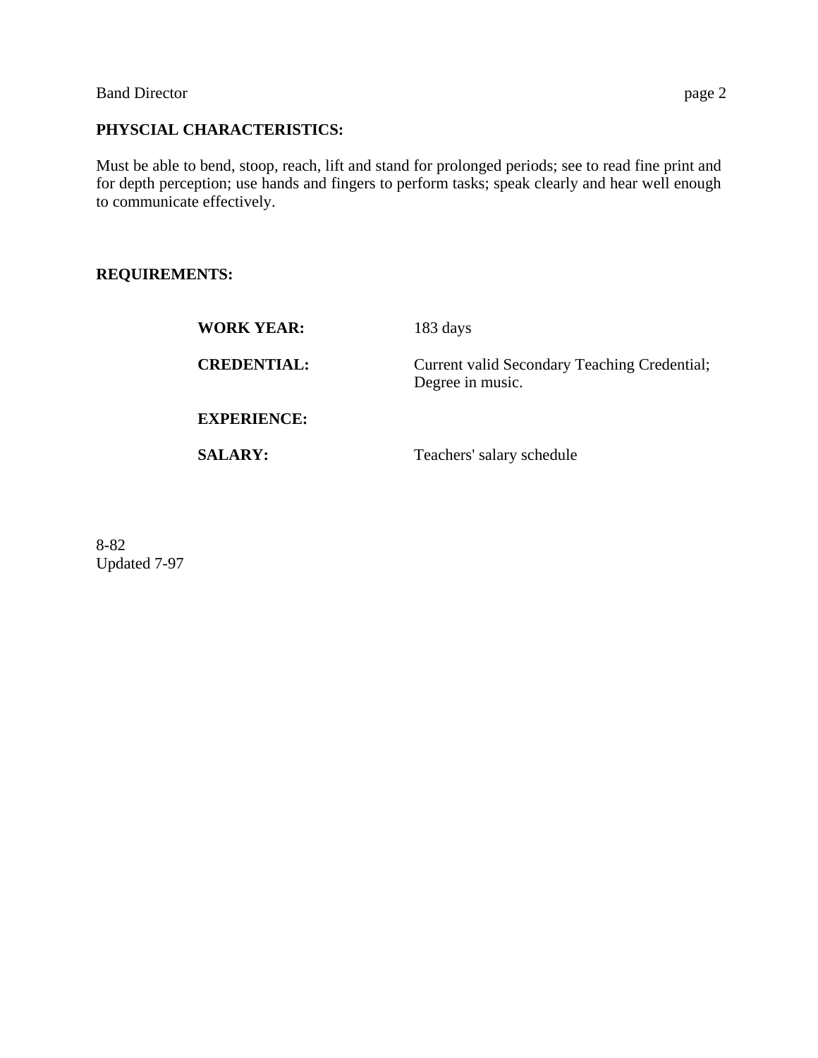**PHYSCIAL CHARACTERISTICS:**

Must be able to bend, stoop, reach, lift and stand for prolonged periods; see to read fine print and for depth perception; use hands and fingers to perform tasks; speak clearly and hear well enough to communicate effectively.

**REQUIREMENTS:**

| | |
|---|---|
| **WORK YEAR:** | 183 days |
| **CREDENTIAL:** | Current valid Secondary Teaching Credential; Degree in music. |
| **EXPERIENCE:** | |
| **SALARY:** | Teachers' salary schedule |

8-82
Updated 7-97